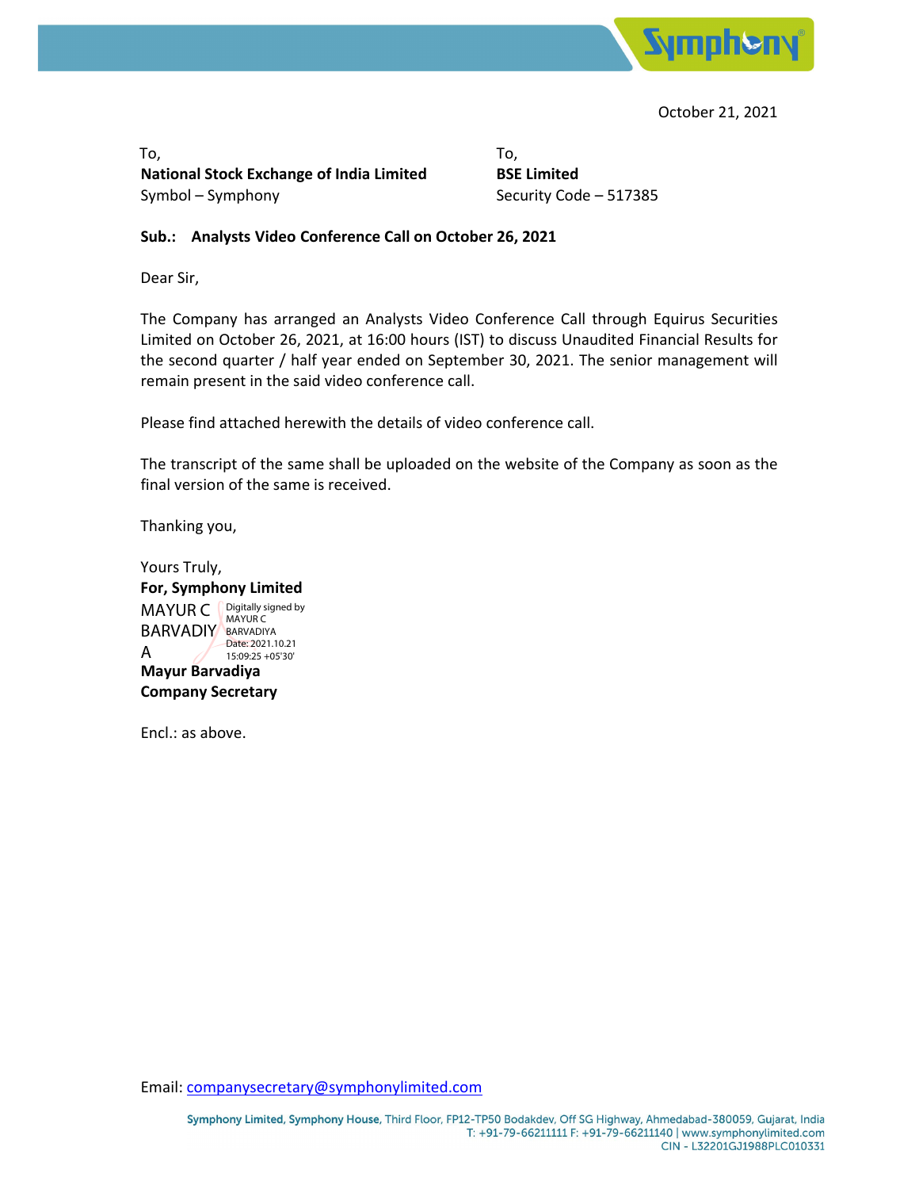October 21, 2021

To,
**National Stock Exchange of India Limited**
Symbol – Symphony

To,
**BSE Limited**
Security Code – 517385

**Sub.: Analysts Video Conference Call on October 26, 2021**

Dear Sir,

The Company has arranged an Analysts Video Conference Call through Equirus Securities Limited on October 26, 2021, at 16:00 hours (IST) to discuss Unaudited Financial Results for the second quarter / half year ended on September 30, 2021. The senior management will remain present in the said video conference call.

Please find attached herewith the details of video conference call.

The transcript of the same shall be uploaded on the website of the Company as soon as the final version of the same is received.

Thanking you,

Yours Truly,
**For, Symphony Limited**

MAYUR C BARVADIYA
Digitally signed by MAYUR C BARVADIYA
Date: 2021.10.21 15:09:25 +05'30'

**Mayur Barvadiya**
**Company Secretary**

Encl.: as above.

Email: companysecretary@symphonylimited.com

**Symphony Limited, Symphony House**, Third Floor, FP12-TP50 Bodakdev, Off SG Highway, Ahmedabad-380059, Gujarat, India
T: +91-79-66211111 F: +91-79-66211140 | www.symphonylimited.com
CIN - L32201GJ1988PLC010331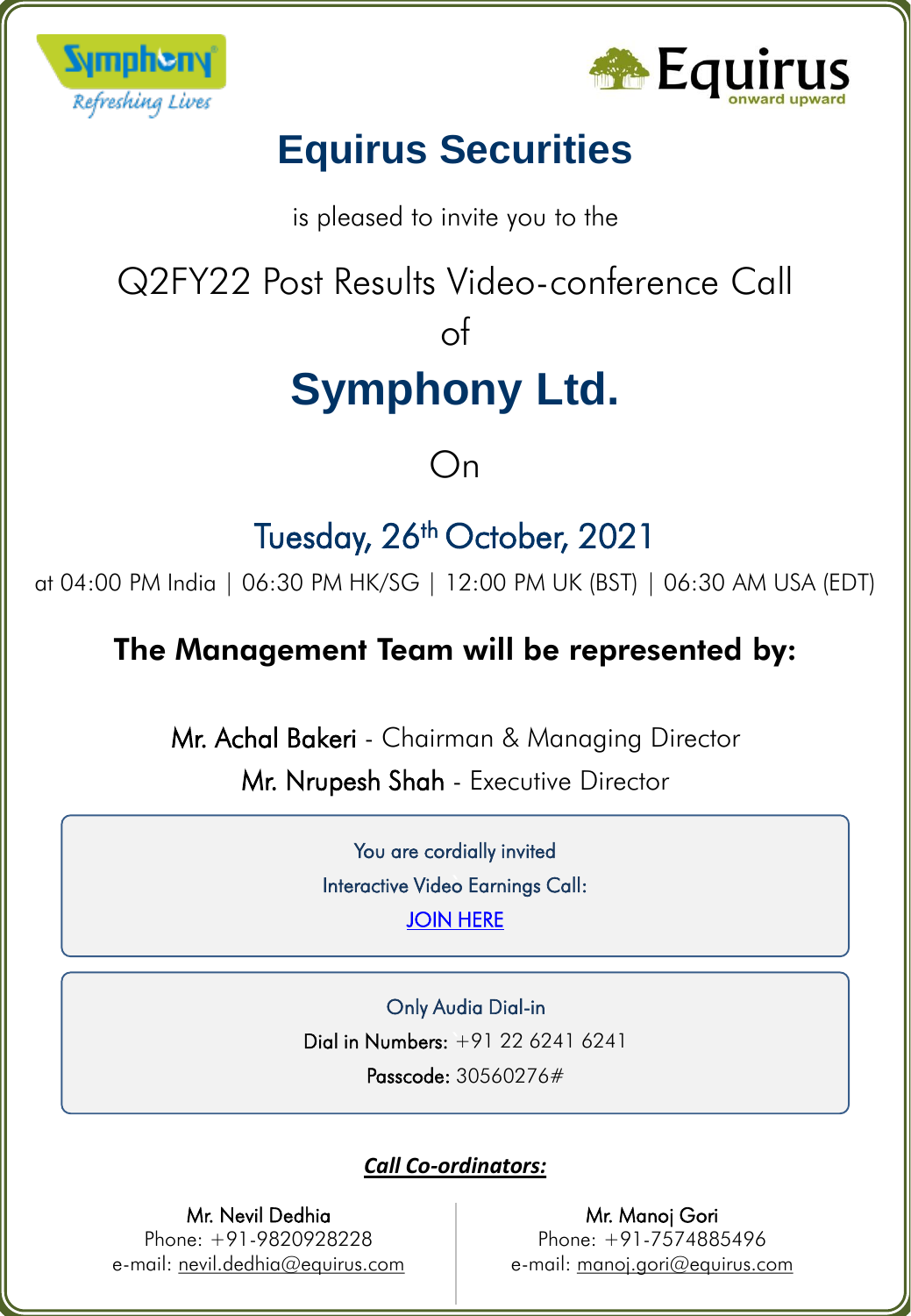# Equirus Securities

is pleased to invite you to the

Q2FY22 Post Results Video-conference Call

of

# Symphony Ltd.

On

## Tuesday, 26th October, 2021

at 04:00 PM India | 06:30 PM HK/SG | 12:00 PM UK (BST) | 06:30 AM USA (EDT)

### The Management Team will be represented by:

Mr. Achal Bakeri - Chairman & Managing Director

Mr. Nrupesh Shah - Executive Director

You are cordially invited

Interactive Video Earnings Call:

JOIN HERE

Only Audia Dial-in

Dial in Numbers: +91 22 6241 6241

Passcode: 30560276#

***Call Co-ordinators:***

Mr. Nevil Dedhia
Phone: +91-9820928228
e-mail: nevil.dedhia@equirus.com

Mr. Manoj Gori
Phone: +91-7574885496
e-mail: manoj.gori@equirus.com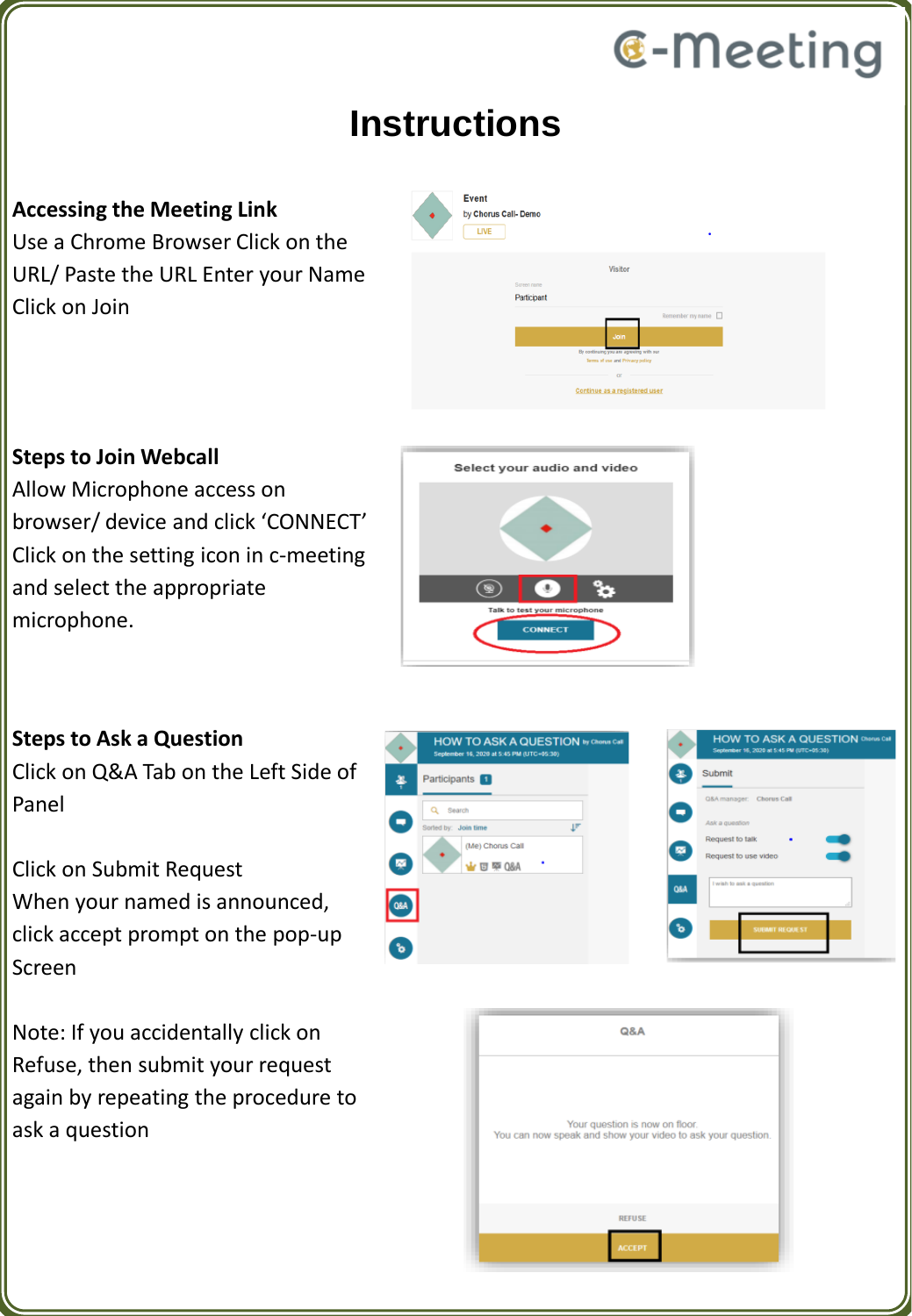# Instructions

**Accessing the Meeting Link**
Use a Chrome Browser Click on the URL/ Paste the URL Enter your Name Click on Join

**Steps to Join Webcall**
Allow Microphone access on browser/ device and click 'CONNECT' Click on the setting icon in c-meeting and select the appropriate microphone.

**Steps to Ask a Question**
Click on Q&A Tab on the Left Side of Panel

Click on Submit Request
When your named is announced, click accept prompt on the pop-up Screen

Note: If you accidentally click on Refuse, then submit your request again by repeating the procedure to ask a question